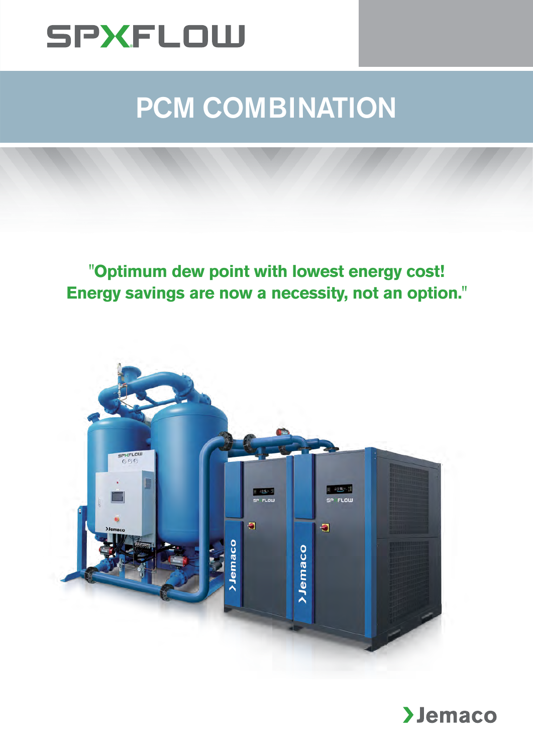SPXFLOW

# PCM COMBINATION

**"Optimum dew point with lowest energy cost! Energy savings are now a necessity, not an option."**

Jemaco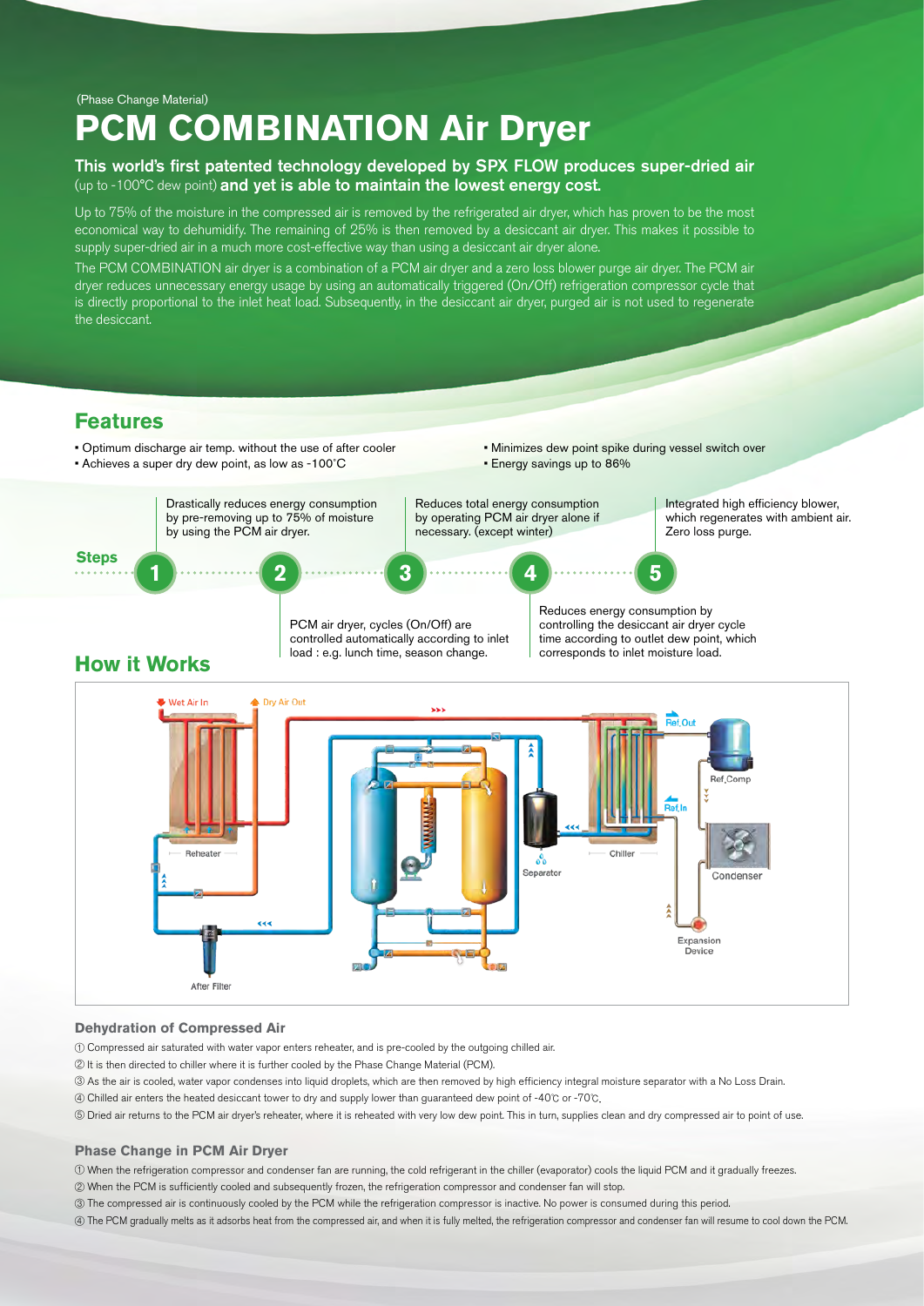(Phase Change Material)

# PCM COMBINATION Air Dryer

**This world's first patented technology developed by SPX FLOW produces super-dried air** (up to -100°C dew point) **and yet is able to maintain the lowest energy cost.**

Up to 75% of the moisture in the compressed air is removed by the refrigerated air dryer, which has proven to be the most economical way to dehumidify. The remaining of 25% is then removed by a desiccant air dryer. This makes it possible to supply super-dried air in a much more cost-effective way than using a desiccant air dryer alone.

The PCM COMBINATION air dryer is a combination of a PCM air dryer and a zero loss blower purge air dryer. The PCM air dryer reduces unnecessary energy usage by using an automatically triggered (On/Off) refrigeration compressor cycle that is directly proportional to the inlet heat load. Subsequently, in the desiccant air dryer, purged air is not used to regenerate the desiccant.

## Features

- Optimum discharge air temp. without the use of after cooler
- Achieves a super dry dew point, as low as -100˚C
- Minimizes dew point spike during vessel switch over
- Energy savings up to 86%

### Steps

1. Drastically reduces energy consumption by pre-removing up to 75% of moisture by using the PCM air dryer.
2. PCM air dryer, cycles (On/Off) are controlled automatically according to inlet load : e.g. lunch time, season change.
3. Reduces total energy consumption by operating PCM air dryer alone if necessary. (except winter)
4. Reduces energy consumption by controlling the desiccant air dryer cycle time according to outlet dew point, which corresponds to inlet moisture load.
5. Integrated high efficiency blower, which regenerates with ambient air. Zero loss purge.

## How it Works

Wet Air In · Dry Air Out · Reheater · After Filter · Separator · Chiller · Ref. Out · Ref. In · Ref. Comp · Condenser · Expansion Device

### Dehydration of Compressed Air

① Compressed air saturated with water vapor enters reheater, and is pre-cooled by the outgoing chilled air.

② It is then directed to chiller where it is further cooled by the Phase Change Material (PCM).

③ As the air is cooled, water vapor condenses into liquid droplets, which are then removed by high efficiency integral moisture separator with a No Loss Drain.

④ Chilled air enters the heated desiccant tower to dry and supply lower than guaranteed dew point of -40℃ or -70℃.

⑤ Dried air returns to the PCM air dryer's reheater, where it is reheated with very low dew point. This in turn, supplies clean and dry compressed air to point of use.

### Phase Change in PCM Air Dryer

① When the refrigeration compressor and condenser fan are running, the cold refrigerant in the chiller (evaporator) cools the liquid PCM and it gradually freezes.

② When the PCM is sufficiently cooled and subsequently frozen, the refrigeration compressor and condenser fan will stop.

③ The compressed air is continuously cooled by the PCM while the refrigeration compressor is inactive. No power is consumed during this period.

④ The PCM gradually melts as it adsorbs heat from the compressed air, and when it is fully melted, the refrigeration compressor and condenser fan will resume to cool down the PCM.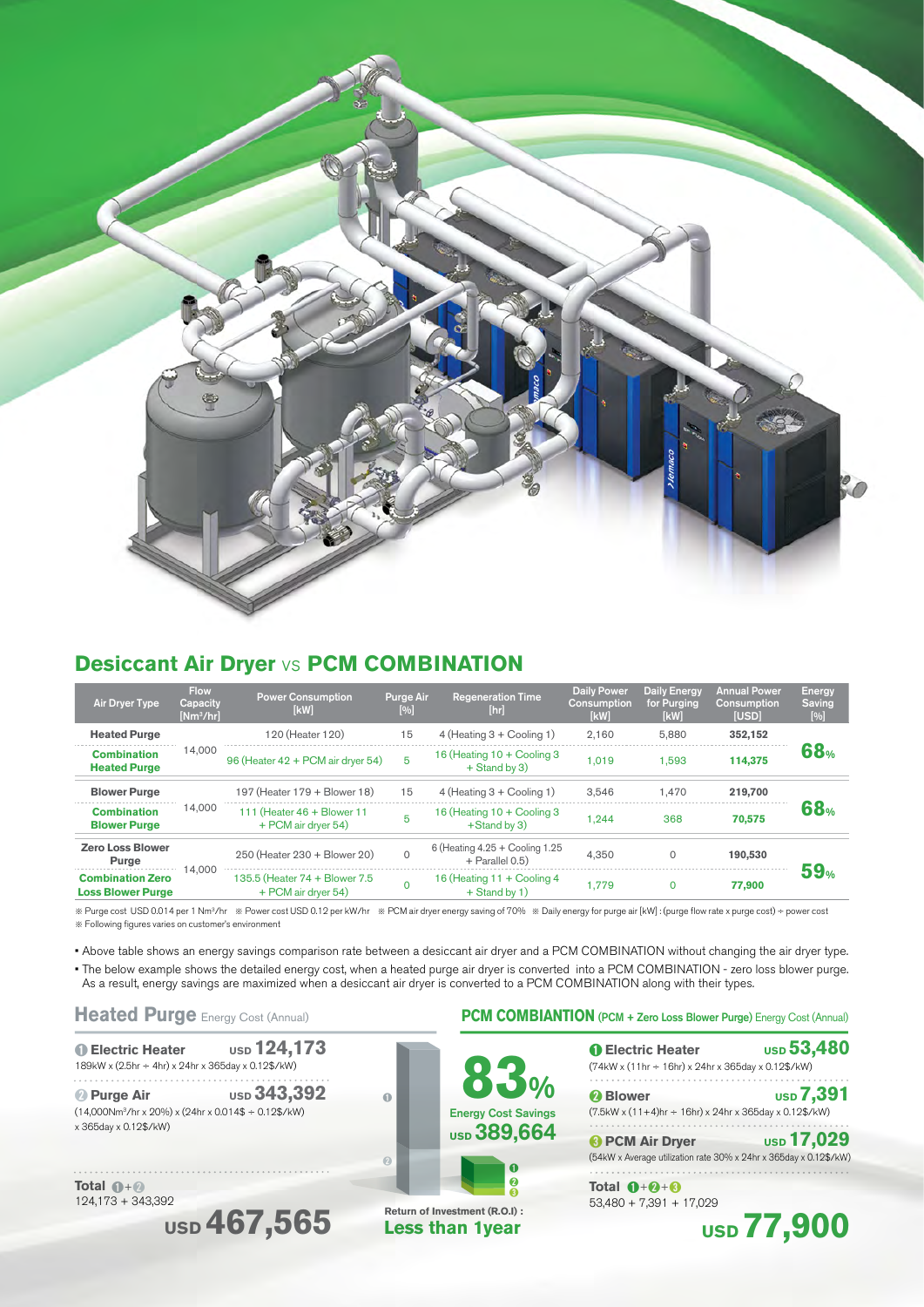## Desiccant Air Dryer VS PCM COMBINATION

| Air Dryer Type | Flow Capacity [$Nm^3/hr$] | Power Consumption [kW] | Purge Air [%] | Regeneration Time [hr] | Daily Power Consumption [kW] | Daily Energy for Purging [kW] | Annual Power Consumption [USD] | Energy Saving [%] |
|---|---|---|---|---|---|---|---|---|
| Heated Purge | 14,000 | 120 (Heater 120) | 15 | 4 (Heating 3 + Cooling 1) | 2,160 | 5,880 | 352,152 | 68% |
| Combination Heated Purge | | 96 (Heater 42 + PCM air dryer 54) | 5 | 16 (Heating 10 + Cooling 3 + Stand by 3) | 1,019 | 1,593 | 114,375 | |
| Blower Purge | 14,000 | 197 (Heater 179 + Blower 18) | 15 | 4 (Heating 3 + Cooling 1) | 3,546 | 1,470 | 219,700 | 68% |
| Combination Blower Purge | | 111 (Heater 46 + Blower 11 + PCM air dryer 54) | 5 | 16 (Heating 10 + Cooling 3 +Stand by 3) | 1,244 | 368 | 70,575 | |
| Zero Loss Blower Purge | 14,000 | 250 (Heater 230 + Blower 20) | 0 | 6 (Heating 4.25 + Cooling 1.25 + Parallel 0.5) | 4,350 | 0 | 190,530 | 59% |
| Combination Zero Loss Blower Purge | | 135.5 (Heater 74 + Blower 7.5 + PCM air dryer 54) | 0 | 16 (Heating 11 + Cooling 4 + Stand by 1) | 1,779 | 0 | 77,900 | |

※ Purge cost USD 0.014 per 1 $Nm^3/hr$ ※ Power cost USD 0.12 per kW/hr ※ PCM air dryer energy saving of 70% ※ Daily energy for purge air [kW] : (purge flow rate x purge cost) ÷ power cost
※ Following figures varies on customer's environment

- Above table shows an energy savings comparison rate between a desiccant air dryer and a PCM COMBINATION without changing the air dryer type.
- The below example shows the detailed energy cost, when a heated purge air dryer is converted into a PCM COMBINATION - zero loss blower purge. As a result, energy savings are maximized when a desiccant air dryer is converted to a PCM COMBINATION along with their types.

### Heated Purge Energy Cost (Annual)

**① Electric Heater** USD **124,173**
189kW x (2.5hr ÷ 4hr) x 24hr x 365day x 0.12$/kW)

**② Purge Air** USD **343,392**
(14,000$Nm^3$/hr x 20%) x (24hr x 0.014$ ÷ 0.12$/kW)
x 365day x 0.12$/kW)

**Total ①+②**
124,173 + 343,392

USD **467,565**

**83%**
Energy Cost Savings
USD **389,664**

Return of Investment (R.O.I) :
**Less than 1year**

### PCM COMBIANTION (PCM + Zero Loss Blower Purge) Energy Cost (Annual)

**① Electric Heater** USD **53,480**
(74kW x (11hr ÷ 16hr) x 24hr x 365day x 0.12$/kW)

**② Blower** USD **7,391**
(7.5kW x (11+4)hr ÷ 16hr) x 24hr x 365day x 0.12$/kW)

**③ PCM Air Dryer** USD **17,029**
(54kW x Average utilization rate 30% x 24hr x 365day x 0.12$/kW)

**Total ①+②+③**
53,480 + 7,391 + 17,029

USD **77,900**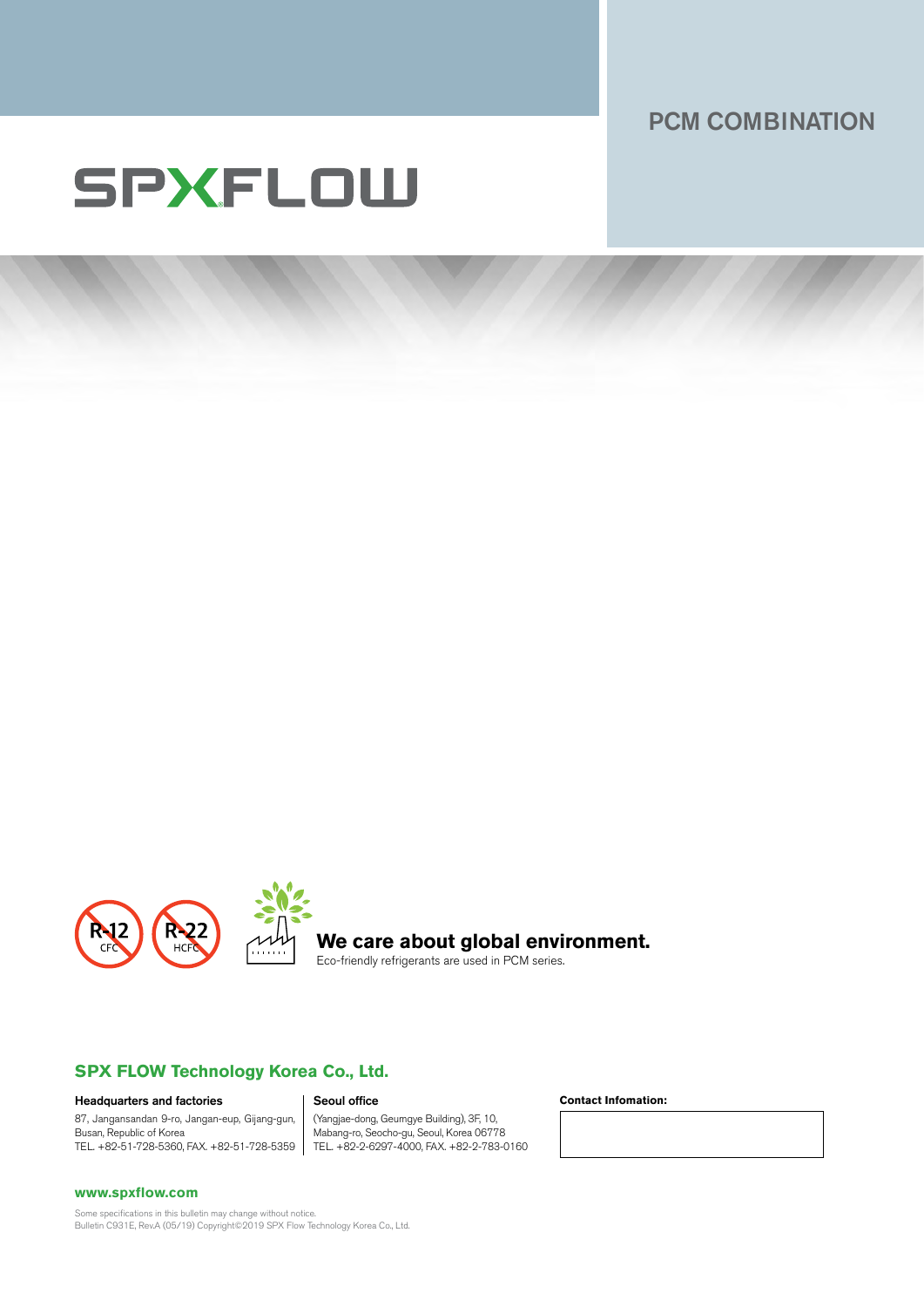PCM COMBINATION

SPXFLOW

R-12 CFC

R-22 HCFC

**We care about global environment.**

Eco-friendly refrigerants are used in PCM series.

## SPX FLOW Technology Korea Co., Ltd.

**Headquarters and factories**

87, Jangansandan 9-ro, Jangan-eup, Gijang-gun, Busan, Republic of Korea
TEL. +82-51-728-5360, FAX. +82-51-728-5359

**Seoul office**

(Yangjae-dong, Geumgye Building), 3F, 10, Mabang-ro, Seocho-gu, Seoul, Korea 06778
TEL. +82-2-6297-4000, FAX. +82-2-783-0160

**Contact Infomation:**

**www.spxflow.com**

Some specifications in this bulletin may change without notice.
Bulletin C931E, Rev.A (05/19) Copyright©2019 SPX Flow Technology Korea Co., Ltd.